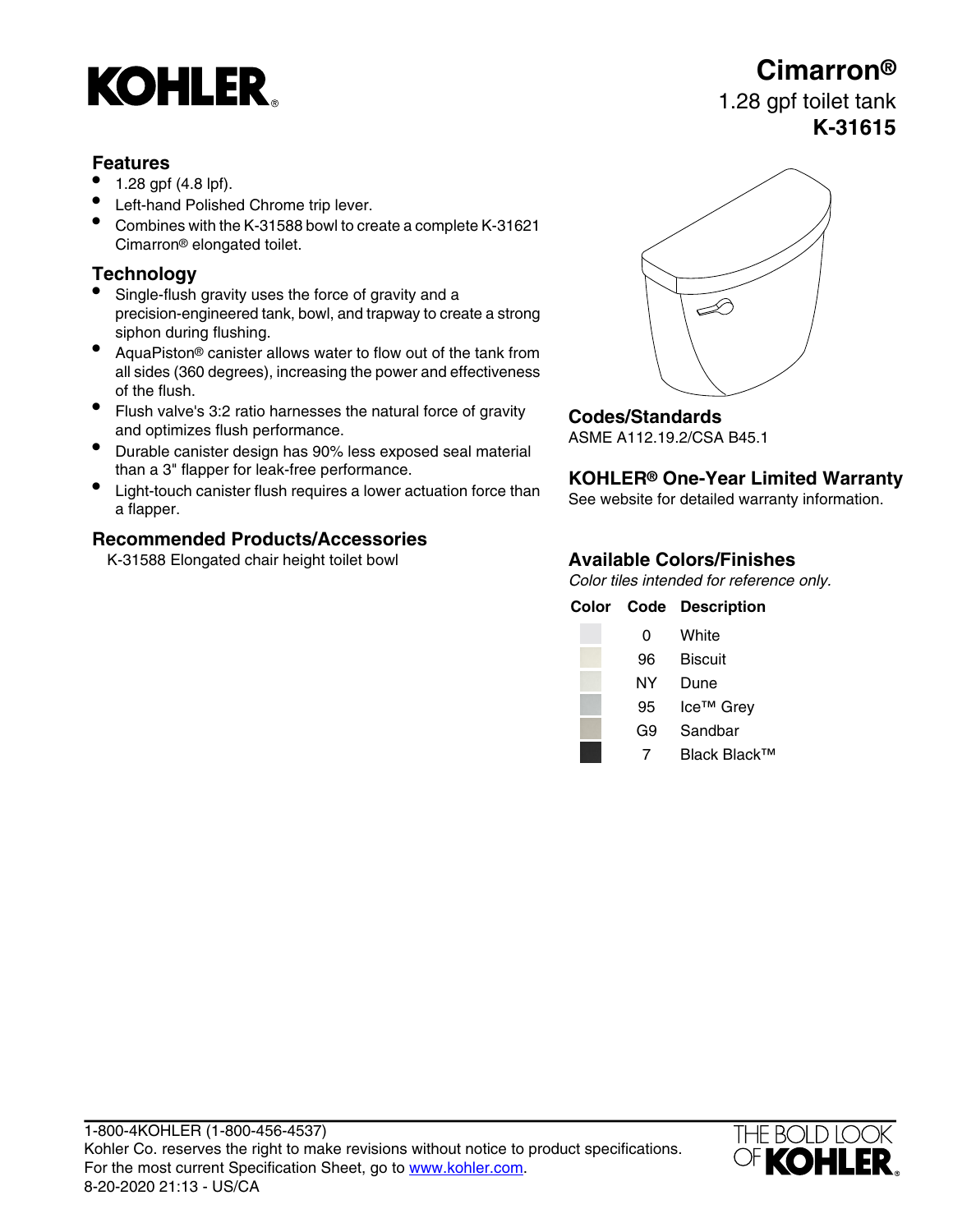# Cimarron®

1.28 gpf toilet tank

**K-31615**

## Features

- 1.28 gpf (4.8 lpf).
- Left-hand Polished Chrome trip lever.
- Combines with the K-31588 bowl to create a complete K-31621 Cimarron® elongated toilet.

## Technology

- Single-flush gravity uses the force of gravity and a precision-engineered tank, bowl, and trapway to create a strong siphon during flushing.
- AquaPiston® canister allows water to flow out of the tank from all sides (360 degrees), increasing the power and effectiveness of the flush.
- Flush valve's 3:2 ratio harnesses the natural force of gravity and optimizes flush performance.
- Durable canister design has 90% less exposed seal material than a 3" flapper for leak-free performance.
- Light-touch canister flush requires a lower actuation force than a flapper.

## Recommended Products/Accessories

K-31588 Elongated chair height toilet bowl

## Codes/Standards

ASME A112.19.2/CSA B45.1

## KOHLER® One-Year Limited Warranty

See website for detailed warranty information.

## Available Colors/Finishes

*Color tiles intended for reference only.*

| Color | Code | Description |
|---|---|---|
| | 0 | White |
| | 96 | Biscuit |
| | NY | Dune |
| | 95 | Ice™ Grey |
| | G9 | Sandbar |
| | 7 | Black Black™ |

1-800-4KOHLER (1-800-456-4537)
Kohler Co. reserves the right to make revisions without notice to product specifications.
For the most current Specification Sheet, go to www.kohler.com.
8-20-2020 21:13 - US/CA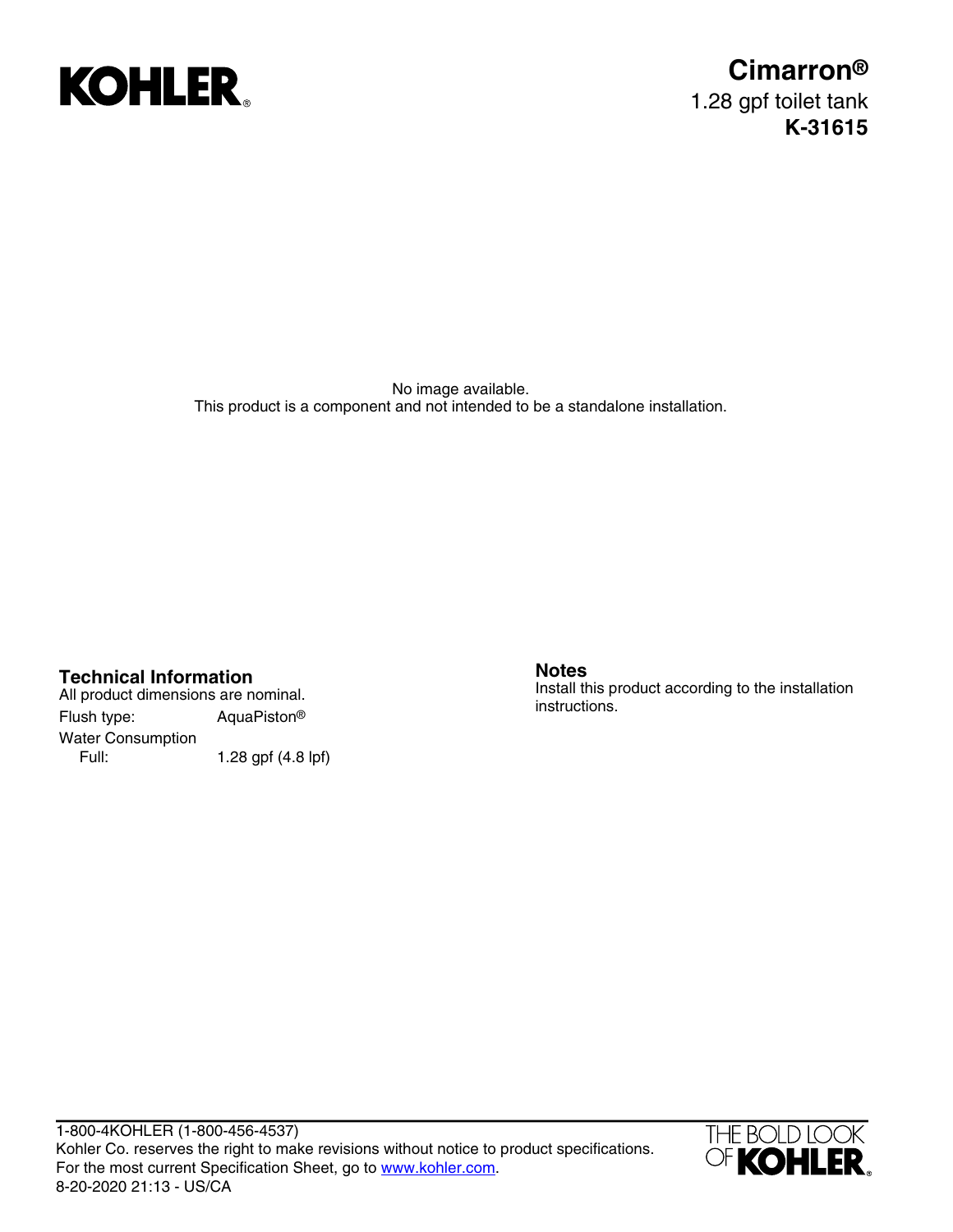# KOHLER

## Cimarron®

1.28 gpf toilet tank

**K-31615**

No image available.
This product is a component and not intended to be a standalone installation.

## Technical Information

All product dimensions are nominal.

| | |
|---|---|
| Flush type: | AquaPiston® |
| Water Consumption | |
| Full: | 1.28 gpf (4.8 lpf) |

## Notes

Install this product according to the installation instructions.

1-800-4KOHLER (1-800-456-4537)
Kohler Co. reserves the right to make revisions without notice to product specifications.
For the most current Specification Sheet, go to www.kohler.com.
8-20-2020 21:13 - US/CA

THE BOLD LOOK OF KOHLER